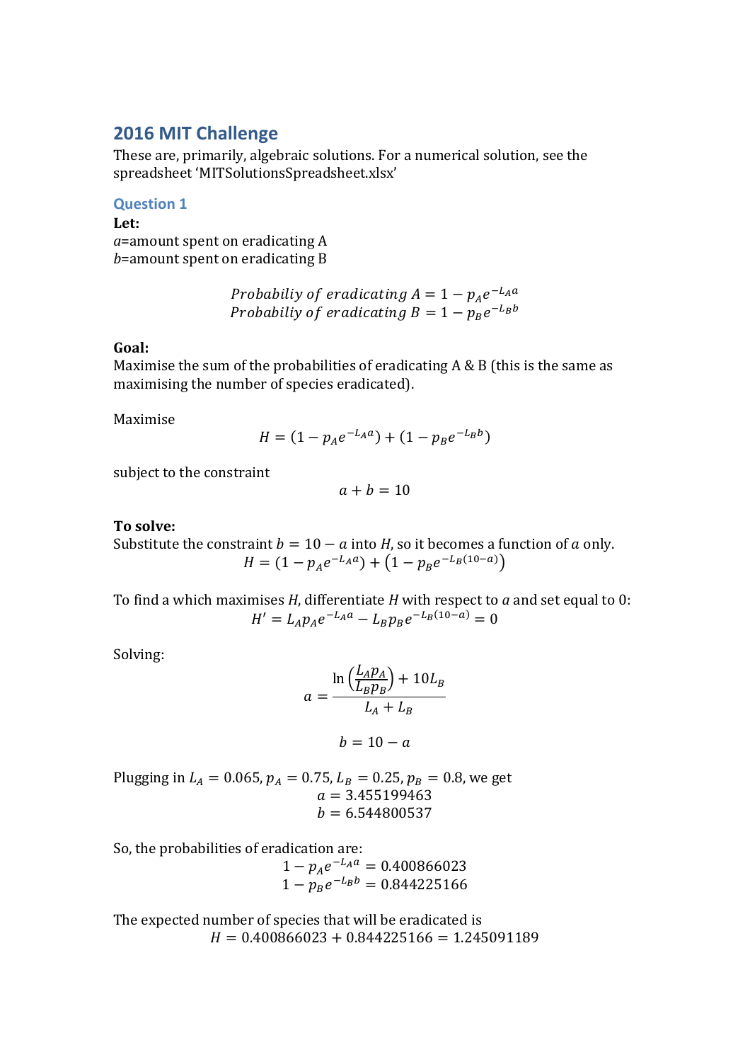# 2016 MIT Challenge

These are, primarily, algebraic solutions. For a numerical solution, see the spreadsheet 'MITSolutionsSpreadsheet.xlsx'

## Question 1

**Let:**

$a$=amount spent on eradicating A

$b$=amount spent on eradicating B

$$Probabiliy\ of\ eradicating\ A = 1 - p_A e^{-L_A a}$$
$$Probabiliy\ of\ eradicating\ B = 1 - p_B e^{-L_B b}$$

**Goal:**

Maximise the sum of the probabilities of eradicating A & B (this is the same as maximising the number of species eradicated).

Maximise

$$H = (1 - p_A e^{-L_A a}) + (1 - p_B e^{-L_B b})$$

subject to the constraint

$$a + b = 10$$

**To solve:**

Substitute the constraint $b = 10 - a$ into $H$, so it becomes a function of $a$ only.

$$H = (1 - p_A e^{-L_A a}) + \left(1 - p_B e^{-L_B (10-a)}\right)$$

To find a which maximises $H$, differentiate $H$ with respect to $a$ and set equal to 0:

$$H' = L_A p_A e^{-L_A a} - L_B p_B e^{-L_B (10-a)} = 0$$

Solving:

$$a = \frac{\ln\left(\frac{L_A p_A}{L_B p_B}\right) + 10L_B}{L_A + L_B}$$

$$b = 10 - a$$

Plugging in $L_A = 0.065, p_A = 0.75, L_B = 0.25, p_B = 0.8$, we get

$$a = 3.455199463$$
$$b = 6.544800537$$

So, the probabilities of eradication are:

$$1 - p_A e^{-L_A a} = 0.400866023$$
$$1 - p_B e^{-L_B b} = 0.844225166$$

The expected number of species that will be eradicated is

$$H = 0.400866023 + 0.844225166 = 1.245091189$$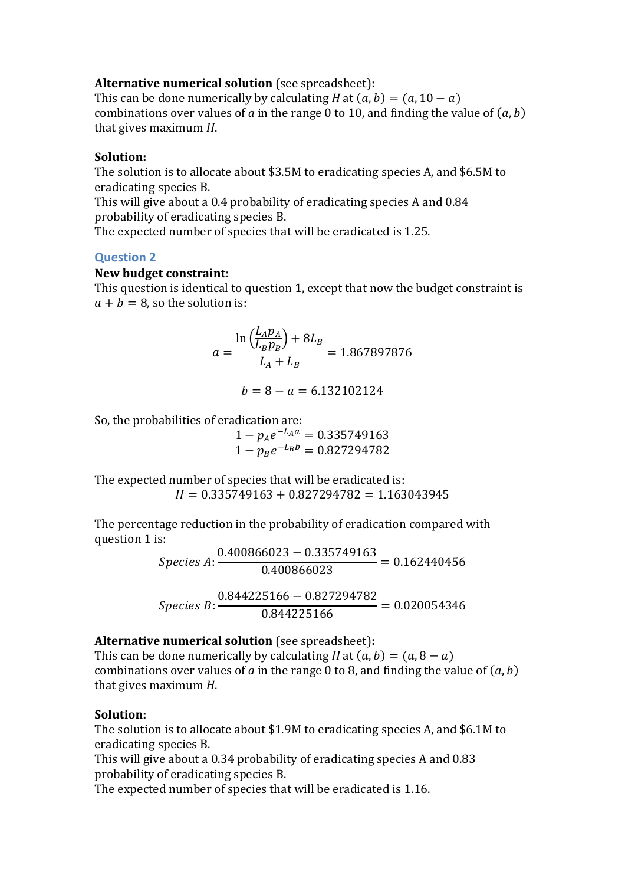**Alternative numerical solution** (see spreadsheet)**:**
This can be done numerically by calculating $H$ at $(a, b) = (a, 10 - a)$ combinations over values of $a$ in the range 0 to 10, and finding the value of $(a, b)$ that gives maximum $H$.

**Solution:**
The solution is to allocate about \$3.5M to eradicating species A, and \$6.5M to eradicating species B.
This will give about a 0.4 probability of eradicating species A and 0.84 probability of eradicating species B.
The expected number of species that will be eradicated is 1.25.

## Question 2

**New budget constraint:**
This question is identical to question 1, except that now the budget constraint is $a + b = 8$, so the solution is:

$$a = \frac{\ln\left(\frac{L_A p_A}{L_B p_B}\right) + 8L_B}{L_A + L_B} = 1.867897876$$

$$b = 8 - a = 6.132102124$$

So, the probabilities of eradication are:

$$1 - p_A e^{-L_A a} = 0.335749163$$
$$1 - p_B e^{-L_B b} = 0.827294782$$

The expected number of species that will be eradicated is:

$$H = 0.335749163 + 0.827294782 = 1.163043945$$

The percentage reduction in the probability of eradication compared with question 1 is:

$$Species\ A: \frac{0.400866023 - 0.335749163}{0.400866023} = 0.162440456$$

$$Species\ B: \frac{0.844225166 - 0.827294782}{0.844225166} = 0.020054346$$

**Alternative numerical solution** (see spreadsheet)**:**
This can be done numerically by calculating $H$ at $(a, b) = (a, 8 - a)$ combinations over values of $a$ in the range 0 to 8, and finding the value of $(a, b)$ that gives maximum $H$.

**Solution:**
The solution is to allocate about \$1.9M to eradicating species A, and \$6.1M to eradicating species B.
This will give about a 0.34 probability of eradicating species A and 0.83 probability of eradicating species B.
The expected number of species that will be eradicated is 1.16.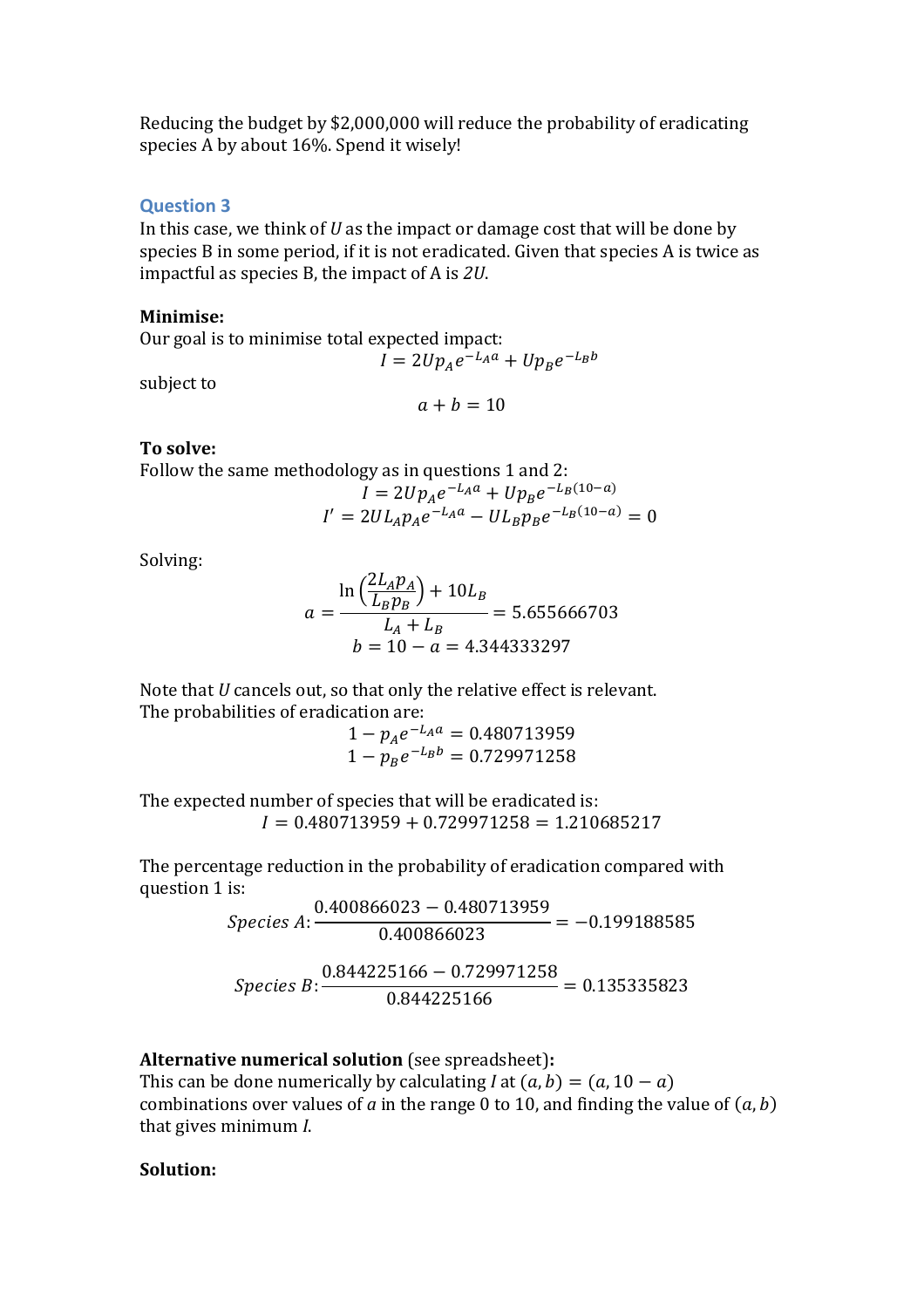Reducing the budget by $2,000,000 will reduce the probability of eradicating species A by about 16%. Spend it wisely!

### Question 3

In this case, we think of $U$ as the impact or damage cost that will be done by species B in some period, if it is not eradicated. Given that species A is twice as impactful as species B, the impact of A is $2U$.

**Minimise:**

Our goal is to minimise total expected impact:

$$I = 2Up_A e^{-L_A a} + Up_B e^{-L_B b}$$

subject to

$$a + b = 10$$

**To solve:**

Follow the same methodology as in questions 1 and 2:

$$I = 2Up_A e^{-L_A a} + Up_B e^{-L_B(10-a)}$$

$$I' = 2UL_A p_A e^{-L_A a} - UL_B p_B e^{-L_B(10-a)} = 0$$

Solving:

$$a = \frac{\ln\left(\frac{2L_A p_A}{L_B p_B}\right) + 10L_B}{L_A + L_B} = 5.655666703$$

$$b = 10 - a = 4.344333297$$

Note that $U$ cancels out, so that only the relative effect is relevant.

The probabilities of eradication are:

$$1 - p_A e^{-L_A a} = 0.480713959$$

$$1 - p_B e^{-L_B b} = 0.729971258$$

The expected number of species that will be eradicated is:

$$I = 0.480713959 + 0.729971258 = 1.210685217$$

The percentage reduction in the probability of eradication compared with question 1 is:

$$Species\ A: \frac{0.400866023 - 0.480713959}{0.400866023} = -0.199188585$$

$$Species\ B: \frac{0.844225166 - 0.729971258}{0.844225166} = 0.135335823$$

**Alternative numerical solution** (see spreadsheet)**:**

This can be done numerically by calculating $I$ at $(a, b) = (a, 10 - a)$ combinations over values of $a$ in the range 0 to 10, and finding the value of $(a, b)$ that gives minimum $I$.

**Solution:**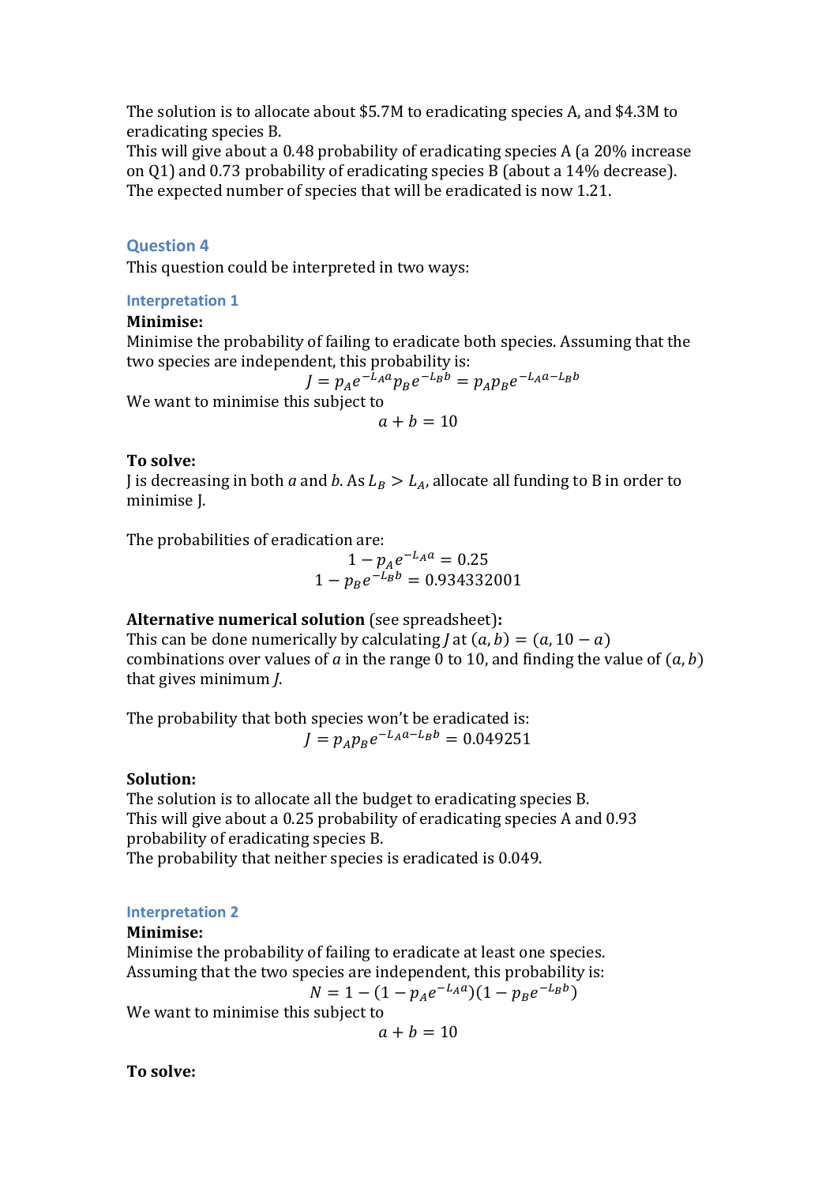The solution is to allocate about \$5.7M to eradicating species A, and \$4.3M to eradicating species B.
This will give about a 0.48 probability of eradicating species A (a 20% increase on Q1) and 0.73 probability of eradicating species B (about a 14% decrease).
The expected number of species that will be eradicated is now 1.21.

## Question 4

This question could be interpreted in two ways:

### Interpretation 1

**Minimise:**
Minimise the probability of failing to eradicate both species. Assuming that the two species are independent, this probability is:

$$J = p_A e^{-L_A a} p_B e^{-L_B b} = p_A p_B e^{-L_A a - L_B b}$$

We want to minimise this subject to

$$a + b = 10$$

**To solve:**
J is decreasing in both $a$ and $b$. As $L_B > L_A$, allocate all funding to B in order to minimise J.

The probabilities of eradication are:

$$1 - p_A e^{-L_A a} = 0.25$$
$$1 - p_B e^{-L_B b} = 0.934332001$$

**Alternative numerical solution** (see spreadsheet)**:**
This can be done numerically by calculating $J$ at $(a, b) = (a, 10 - a)$ combinations over values of $a$ in the range 0 to 10, and finding the value of $(a, b)$ that gives minimum $J$.

The probability that both species won't be eradicated is:

$$J = p_A p_B e^{-L_A a - L_B b} = 0.049251$$

**Solution:**
The solution is to allocate all the budget to eradicating species B.
This will give about a 0.25 probability of eradicating species A and 0.93 probability of eradicating species B.
The probability that neither species is eradicated is 0.049.

### Interpretation 2

**Minimise:**
Minimise the probability of failing to eradicate at least one species.
Assuming that the two species are independent, this probability is:

$$N = 1 - (1 - p_A e^{-L_A a})(1 - p_B e^{-L_B b})$$

We want to minimise this subject to

$$a + b = 10$$

**To solve:**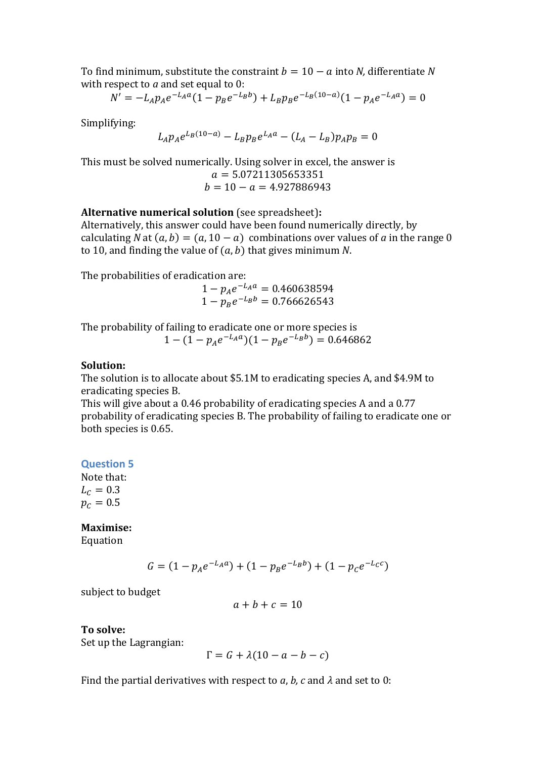To find minimum, substitute the constraint $b = 10 - a$ into $N$, differentiate $N$ with respect to $a$ and set equal to 0:

$$N' = -L_A p_A e^{-L_A a}(1 - p_B e^{-L_B b}) + L_B p_B e^{-L_B(10-a)}(1 - p_A e^{-L_A a}) = 0$$

Simplifying:

$$L_A p_A e^{L_B(10-a)} - L_B p_B e^{L_A a} - (L_A - L_B) p_A p_B = 0$$

This must be solved numerically. Using solver in excel, the answer is

$$a = 5.07211305653351$$
$$b = 10 - a = 4.927886943$$

**Alternative numerical solution** (see spreadsheet)**:**
Alternatively, this answer could have been found numerically directly, by calculating $N$ at $(a, b) = (a, 10 - a)$ combinations over values of $a$ in the range 0 to 10, and finding the value of $(a, b)$ that gives minimum $N$.

The probabilities of eradication are:

$$1 - p_A e^{-L_A a} = 0.460638594$$
$$1 - p_B e^{-L_B b} = 0.766626543$$

The probability of failing to eradicate one or more species is

$$1 - (1 - p_A e^{-L_A a})(1 - p_B e^{-L_B b}) = 0.646862$$

**Solution:**
The solution is to allocate about \$5.1M to eradicating species A, and \$4.9M to eradicating species B.
This will give about a 0.46 probability of eradicating species A and a 0.77 probability of eradicating species B. The probability of failing to eradicate one or both species is 0.65.

## Question 5

Note that:
$L_C = 0.3$
$p_C = 0.5$

**Maximise:**
Equation

$$G = (1 - p_A e^{-L_A a}) + (1 - p_B e^{-L_B b}) + (1 - p_C e^{-L_C c})$$

subject to budget

$$a + b + c = 10$$

**To solve:**
Set up the Lagrangian:

$$\Gamma = G + \lambda(10 - a - b - c)$$

Find the partial derivatives with respect to $a$, $b$, $c$ and $\lambda$ and set to 0: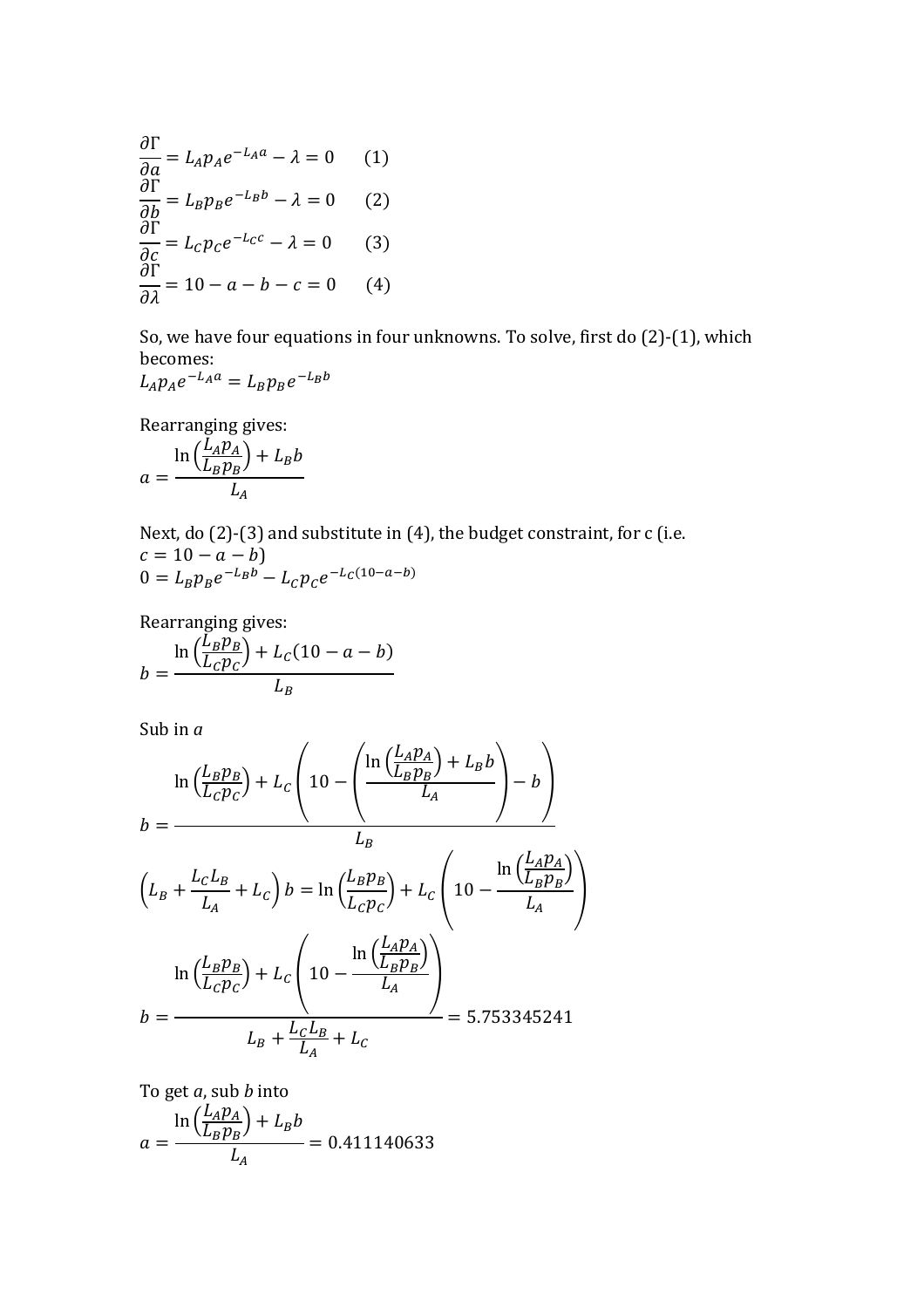$$\frac{\partial \Gamma}{\partial a} = L_A p_A e^{-L_A a} - \lambda = 0 \qquad (1)$$
$$\frac{\partial \Gamma}{\partial b} = L_B p_B e^{-L_B b} - \lambda = 0 \qquad (2)$$
$$\frac{\partial \Gamma}{\partial c} = L_C p_C e^{-L_C c} - \lambda = 0 \qquad (3)$$
$$\frac{\partial \Gamma}{\partial \lambda} = 10 - a - b - c = 0 \qquad (4)$$

So, we have four equations in four unknowns. To solve, first do (2)-(1), which becomes:

$$L_A p_A e^{-L_A a} = L_B p_B e^{-L_B b}$$

Rearranging gives:

$$a = \frac{\ln\left(\frac{L_A p_A}{L_B p_B}\right) + L_B b}{L_A}$$

Next, do (2)-(3) and substitute in (4), the budget constraint, for c (i.e. $c = 10 - a - b$)

$$0 = L_B p_B e^{-L_B b} - L_C p_C e^{-L_C(10-a-b)}$$

Rearranging gives:

$$b = \frac{\ln\left(\frac{L_B p_B}{L_C p_C}\right) + L_C(10 - a - b)}{L_B}$$

Sub in $a$

$$b = \frac{\ln\left(\frac{L_B p_B}{L_C p_C}\right) + L_C\left(10 - \left(\frac{\ln\left(\frac{L_A p_A}{L_B p_B}\right) + L_B b}{L_A}\right) - b\right)}{L_B}$$

$$\left(L_B + \frac{L_C L_B}{L_A} + L_C\right) b = \ln\left(\frac{L_B p_B}{L_C p_C}\right) + L_C\left(10 - \frac{\ln\left(\frac{L_A p_A}{L_B p_B}\right)}{L_A}\right)$$

$$b = \frac{\ln\left(\frac{L_B p_B}{L_C p_C}\right) + L_C\left(10 - \frac{\ln\left(\frac{L_A p_A}{L_B p_B}\right)}{L_A}\right)}{L_B + \frac{L_C L_B}{L_A} + L_C} = 5.753345241$$

To get $a$, sub $b$ into

$$a = \frac{\ln\left(\frac{L_A p_A}{L_B p_B}\right) + L_B b}{L_A} = 0.411140633$$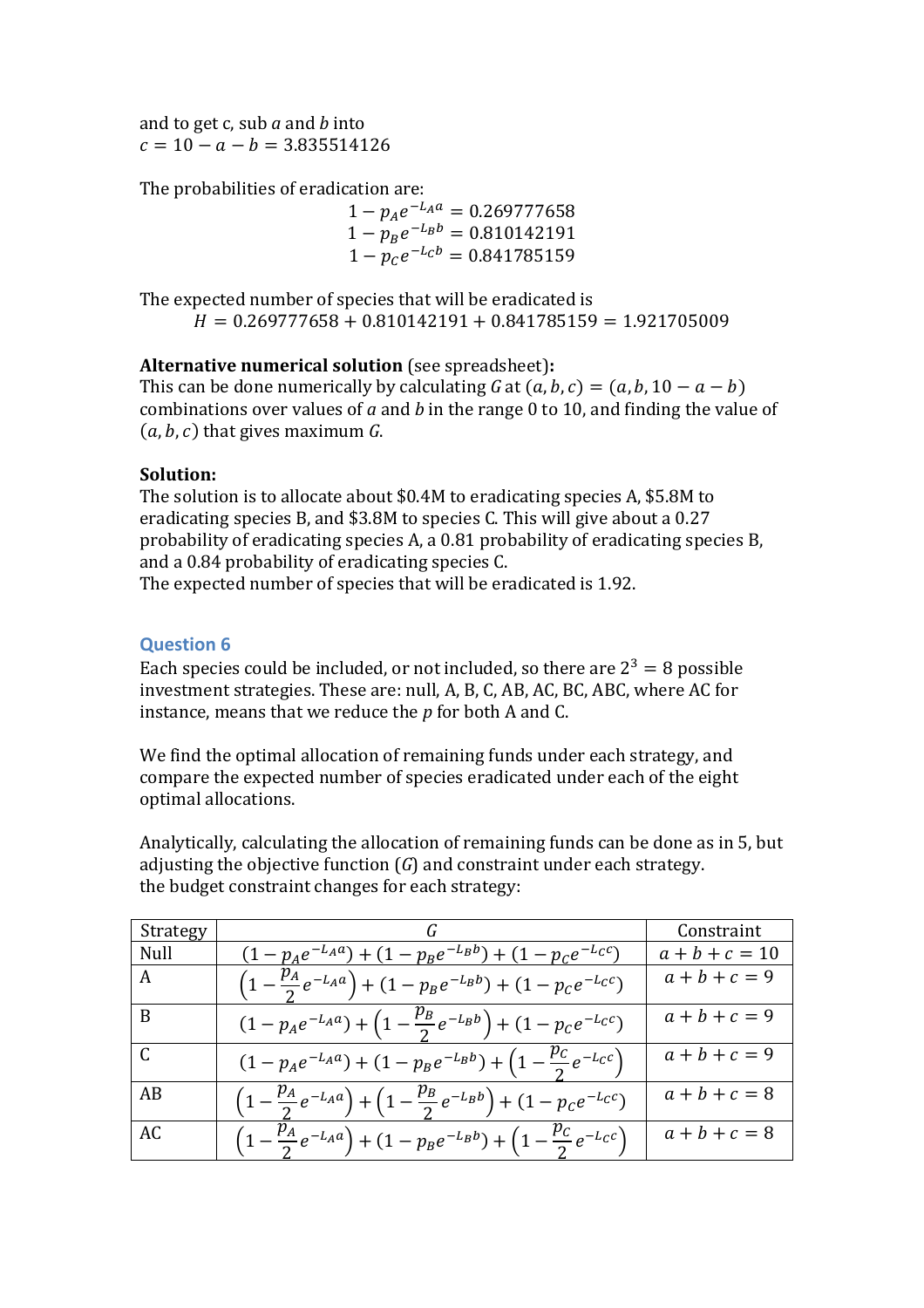and to get c, sub $a$ and $b$ into
$c = 10 - a - b = 3.835514126$

The probabilities of eradication are:

$$1 - p_A e^{-L_A a} = 0.269777658$$
$$1 - p_B e^{-L_B b} = 0.810142191$$
$$1 - p_C e^{-L_C b} = 0.841785159$$

The expected number of species that will be eradicated is

$$H = 0.269777658 + 0.810142191 + 0.841785159 = 1.921705009$$

**Alternative numerical solution** (see spreadsheet)**:**
This can be done numerically by calculating $G$ at $(a, b, c) = (a, b, 10 - a - b)$ combinations over values of $a$ and $b$ in the range 0 to 10, and finding the value of $(a, b, c)$ that gives maximum $G$.

**Solution:**
The solution is to allocate about \$0.4M to eradicating species A, \$5.8M to eradicating species B, and \$3.8M to species C. This will give about a 0.27 probability of eradicating species A, a 0.81 probability of eradicating species B, and a 0.84 probability of eradicating species C.
The expected number of species that will be eradicated is 1.92.

## Question 6

Each species could be included, or not included, so there are $2^3 = 8$ possible investment strategies. These are: null, A, B, C, AB, AC, BC, ABC, where AC for instance, means that we reduce the $p$ for both A and C.

We find the optimal allocation of remaining funds under each strategy, and compare the expected number of species eradicated under each of the eight optimal allocations.

Analytically, calculating the allocation of remaining funds can be done as in 5, but adjusting the objective function ($G$) and constraint under each strategy.
the budget constraint changes for each strategy:

| Strategy | $G$ | Constraint |
|---|---|---|
| Null | $(1 - p_A e^{-L_A a}) + (1 - p_B e^{-L_B b}) + (1 - p_C e^{-L_C c})$ | $a + b + c = 10$ |
| A | $\left(1 - \frac{p_A}{2} e^{-L_A a}\right) + (1 - p_B e^{-L_B b}) + (1 - p_C e^{-L_C c})$ | $a + b + c = 9$ |
| B | $(1 - p_A e^{-L_A a}) + \left(1 - \frac{p_B}{2} e^{-L_B b}\right) + (1 - p_C e^{-L_C c})$ | $a + b + c = 9$ |
| C | $(1 - p_A e^{-L_A a}) + (1 - p_B e^{-L_B b}) + \left(1 - \frac{p_C}{2} e^{-L_C c}\right)$ | $a + b + c = 9$ |
| AB | $\left(1 - \frac{p_A}{2} e^{-L_A a}\right) + \left(1 - \frac{p_B}{2} e^{-L_B b}\right) + (1 - p_C e^{-L_C c})$ | $a + b + c = 8$ |
| AC | $\left(1 - \frac{p_A}{2} e^{-L_A a}\right) + (1 - p_B e^{-L_B b}) + \left(1 - \frac{p_C}{2} e^{-L_C c}\right)$ | $a + b + c = 8$ |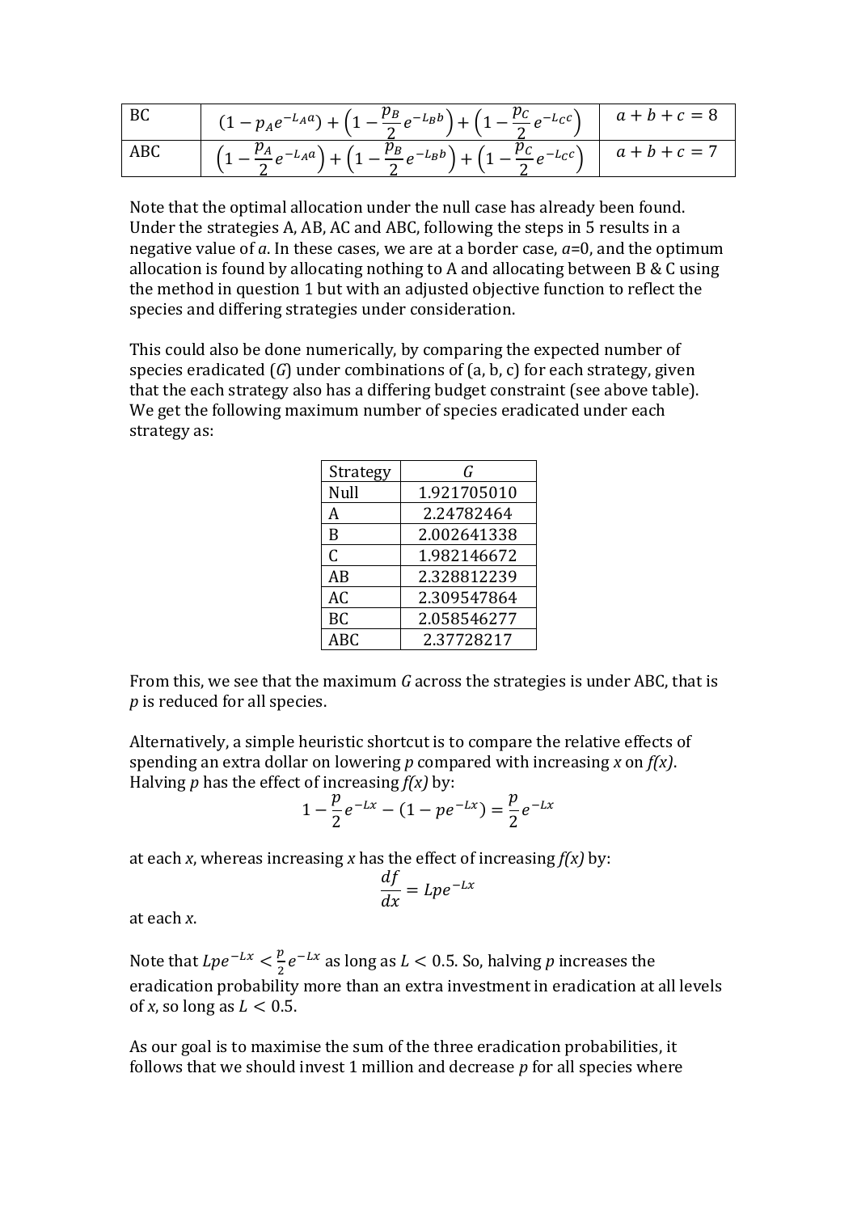| BC | $(1 - p_A e^{-L_A a}) + \left(1 - \frac{p_B}{2} e^{-L_B b}\right) + \left(1 - \frac{p_C}{2} e^{-L_C c}\right)$ | $a + b + c = 8$ |
|---|---|---|
| ABC | $\left(1 - \frac{p_A}{2} e^{-L_A a}\right) + \left(1 - \frac{p_B}{2} e^{-L_B b}\right) + \left(1 - \frac{p_C}{2} e^{-L_C c}\right)$ | $a + b + c = 7$ |

Note that the optimal allocation under the null case has already been found. Under the strategies A, AB, AC and ABC, following the steps in 5 results in a negative value of *a*. In these cases, we are at a border case, *a*=0, and the optimum allocation is found by allocating nothing to A and allocating between B & C using the method in question 1 but with an adjusted objective function to reflect the species and differing strategies under consideration.

This could also be done numerically, by comparing the expected number of species eradicated (*G*) under combinations of (a, b, c) for each strategy, given that the each strategy also has a differing budget constraint (see above table). We get the following maximum number of species eradicated under each strategy as:

| Strategy | *G* |
|---|---|
| Null | 1.921705010 |
| A | 2.24782464 |
| B | 2.002641338 |
| C | 1.982146672 |
| AB | 2.328812239 |
| AC | 2.309547864 |
| BC | 2.058546277 |
| ABC | 2.37728217 |

From this, we see that the maximum *G* across the strategies is under ABC, that is *p* is reduced for all species.

Alternatively, a simple heuristic shortcut is to compare the relative effects of spending an extra dollar on lowering *p* compared with increasing *x* on *f(x)*. Halving *p* has the effect of increasing *f(x)* by:

$$1 - \frac{p}{2} e^{-Lx} - (1 - p e^{-Lx}) = \frac{p}{2} e^{-Lx}$$

at each *x*, whereas increasing *x* has the effect of increasing *f(x)* by:

$$\frac{df}{dx} = Lpe^{-Lx}$$

at each *x*.

Note that $Lpe^{-Lx} < \frac{p}{2} e^{-Lx}$ as long as $L < 0.5$. So, halving *p* increases the eradication probability more than an extra investment in eradication at all levels of *x*, so long as $L < 0.5$.

As our goal is to maximise the sum of the three eradication probabilities, it follows that we should invest 1 million and decrease *p* for all species where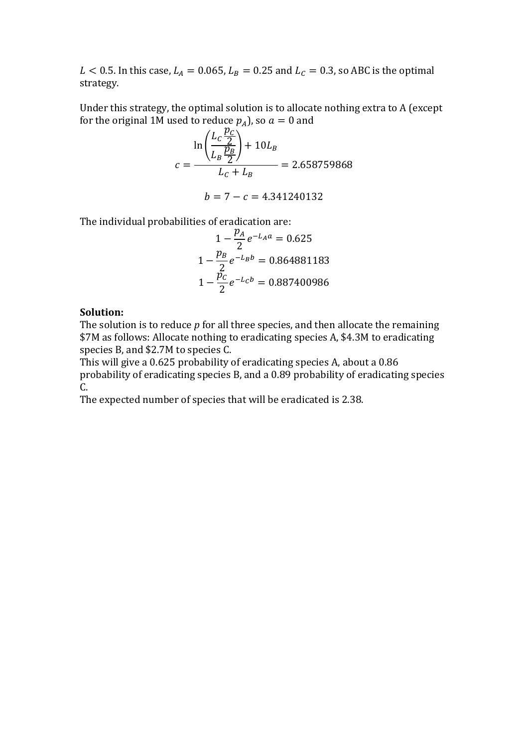$L < 0.5$. In this case, $L_A = 0.065$, $L_B = 0.25$ and $L_C = 0.3$, so ABC is the optimal strategy.

Under this strategy, the optimal solution is to allocate nothing extra to A (except for the original 1M used to reduce $p_A$), so $a = 0$ and

$$c = \frac{\ln\left(\frac{L_C \frac{p_C}{2}}{L_B \frac{p_B}{2}}\right) + 10L_B}{L_C + L_B} = 2.658759868$$

$$b = 7 - c = 4.341240132$$

The individual probabilities of eradication are:

$$1 - \frac{p_A}{2}e^{-L_A a} = 0.625$$

$$1 - \frac{p_B}{2}e^{-L_B b} = 0.864881183$$

$$1 - \frac{p_C}{2}e^{-L_C b} = 0.887400986$$

**Solution:**

The solution is to reduce $p$ for all three species, and then allocate the remaining \$7M as follows: Allocate nothing to eradicating species A, \$4.3M to eradicating species B, and \$2.7M to species C.

This will give a 0.625 probability of eradicating species A, about a 0.86 probability of eradicating species B, and a 0.89 probability of eradicating species C.

The expected number of species that will be eradicated is 2.38.